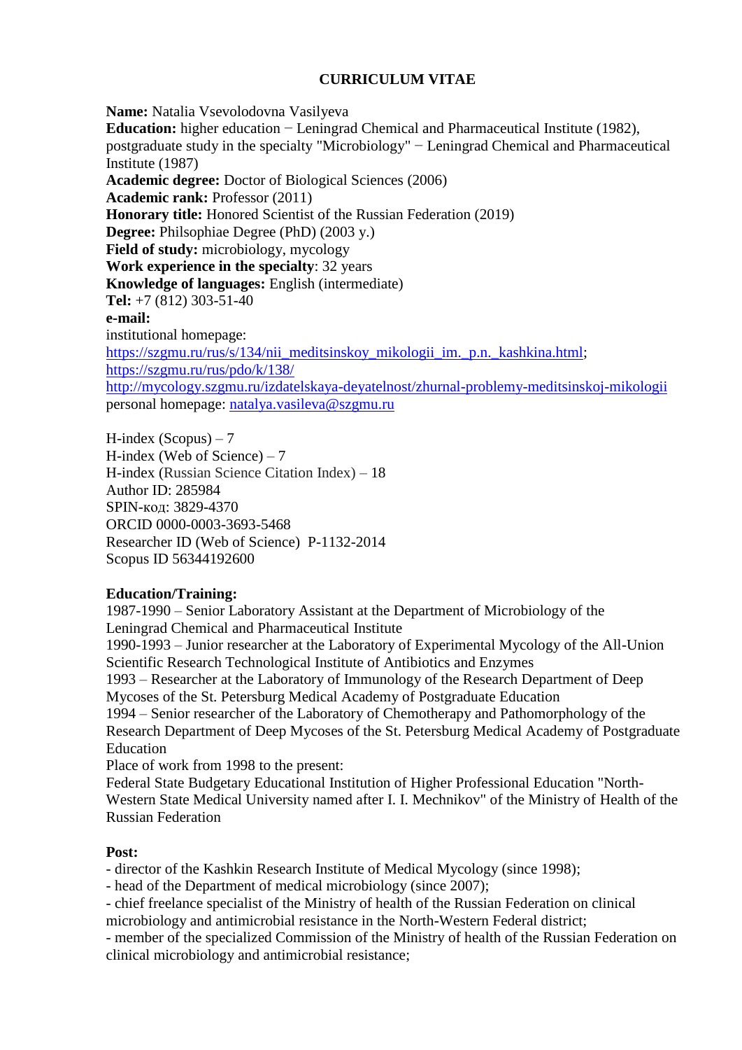# CURRICULUM VITAE

**Name:** Natalia Vsevolodovna Vasilyeva
**Education:** higher education − Leningrad Chemical and Pharmaceutical Institute (1982), postgraduate study in the specialty "Microbiology" − Leningrad Chemical and Pharmaceutical Institute (1987)
**Academic degree:** Doctor of Biological Sciences (2006)
**Academic rank:** Professor (2011)
**Honorary title:** Honored Scientist of the Russian Federation (2019)
**Degree:** Philsophiae Degree (PhD) (2003 y.)
**Field of study:** microbiology, mycology
**Work experience in the specialty**: 32 years
**Knowledge of languages:** English (intermediate)
**Tel:** +7 (812) 303-51-40
**e-mail:**
institutional homepage:
https://szgmu.ru/rus/s/134/nii_meditsinskoy_mikologii_im._p.n._kashkina.html;
https://szgmu.ru/rus/pdo/k/138/
http://mycology.szgmu.ru/izdatelskaya-deyatelnost/zhurnal-problemy-meditsinskoj-mikologii
personal homepage: natalya.vasileva@szgmu.ru

H-index (Scopus) – 7
H-index (Web of Science) – 7
H-index (Russian Science Citation Index) – 18
Author ID: 285984
SPIN-код: 3829-4370
ORCID 0000-0003-3693-5468
Researcher ID (Web of Science) P-1132-2014
Scopus ID 56344192600

**Education/Training:**
1987-1990 – Senior Laboratory Assistant at the Department of Microbiology of the Leningrad Chemical and Pharmaceutical Institute
1990-1993 – Junior researcher at the Laboratory of Experimental Mycology of the All-Union Scientific Research Technological Institute of Antibiotics and Enzymes
1993 – Researcher at the Laboratory of Immunology of the Research Department of Deep Mycoses of the St. Petersburg Medical Academy of Postgraduate Education
1994 – Senior researcher of the Laboratory of Chemotherapy and Pathomorphology of the Research Department of Deep Mycoses of the St. Petersburg Medical Academy of Postgraduate Education
Place of work from 1998 to the present:
Federal State Budgetary Educational Institution of Higher Professional Education "North-Western State Medical University named after I. I. Mechnikov" of the Ministry of Health of the Russian Federation

**Post:**
- director of the Kashkin Research Institute of Medical Mycology (since 1998);
- head of the Department of medical microbiology (since 2007);
- chief freelance specialist of the Ministry of health of the Russian Federation on clinical microbiology and antimicrobial resistance in the North-Western Federal district;
- member of the specialized Commission of the Ministry of health of the Russian Federation on clinical microbiology and antimicrobial resistance;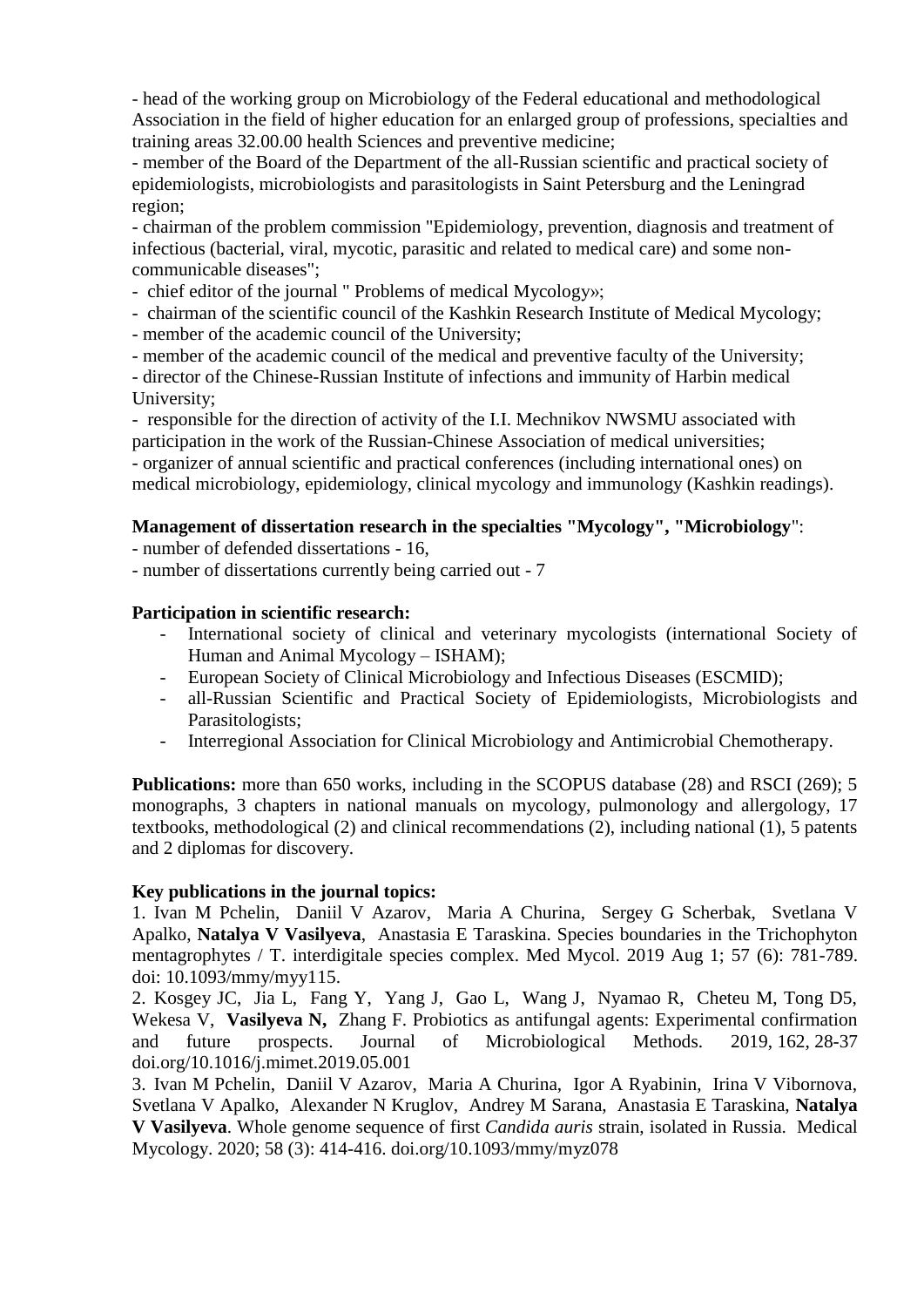- head of the working group on Microbiology of the Federal educational and methodological Association in the field of higher education for an enlarged group of professions, specialties and training areas 32.00.00 health Sciences and preventive medicine;
- member of the Board of the Department of the all-Russian scientific and practical society of epidemiologists, microbiologists and parasitologists in Saint Petersburg and the Leningrad region;
- chairman of the problem commission "Epidemiology, prevention, diagnosis and treatment of infectious (bacterial, viral, mycotic, parasitic and related to medical care) and some non-communicable diseases";
- chief editor of the journal " Problems of medical Mycology»;
- chairman of the scientific council of the Kashkin Research Institute of Medical Mycology;
- member of the academic council of the University;
- member of the academic council of the medical and preventive faculty of the University;
- director of the Chinese-Russian Institute of infections and immunity of Harbin medical University;
- responsible for the direction of activity of the I.I. Mechnikov NWSMU associated with participation in the work of the Russian-Chinese Association of medical universities;
- organizer of annual scientific and practical conferences (including international ones) on medical microbiology, epidemiology, clinical mycology and immunology (Kashkin readings).

**Management of dissertation research in the specialties "Mycology", "Microbiology"**:

- number of defended dissertations - 16,
- number of dissertations currently being carried out - 7

**Participation in scientific research:**

- International society of clinical and veterinary mycologists (international Society of Human and Animal Mycology – ISHAM);
- European Society of Clinical Microbiology and Infectious Diseases (ESCMID);
- all-Russian Scientific and Practical Society of Epidemiologists, Microbiologists and Parasitologists;
- Interregional Association for Clinical Microbiology and Antimicrobial Chemotherapy.

**Publications:** more than 650 works, including in the SCOPUS database (28) and RSCI (269); 5 monographs, 3 chapters in national manuals on mycology, pulmonology and allergology, 17 textbooks, methodological (2) and clinical recommendations (2), including national (1), 5 patents and 2 diplomas for discovery.

**Key publications in the journal topics:**

1. Ivan M Pchelin, Daniil V Azarov, Maria A Churina, Sergey G Scherbak, Svetlana V Apalko, **Natalya V Vasilyeva**, Anastasia E Taraskina. Species boundaries in the Trichophyton mentagrophytes / T. interdigitale species complex. Med Mycol. 2019 Aug 1; 57 (6): 781-789. doi: 10.1093/mmy/myy115.
2. Kosgey JC, Jia L, Fang Y, Yang J, Gao L, Wang J, Nyamao R, Cheteu M, Tong D5, Wekesa V, **Vasilyeva N,** Zhang F. Probiotics as antifungal agents: Experimental confirmation and future prospects. Journal of Microbiological Methods. 2019, 162, 28-37 doi.org/10.1016/j.mimet.2019.05.001
3. Ivan M Pchelin, Daniil V Azarov, Maria A Churina, Igor A Ryabinin, Irina V Vibornova, Svetlana V Apalko, Alexander N Kruglov, Andrey M Sarana, Anastasia E Taraskina, **Natalya V Vasilyeva**. Whole genome sequence of first *Candida auris* strain, isolated in Russia. Medical Mycology. 2020; 58 (3): 414-416. doi.org/10.1093/mmy/myz078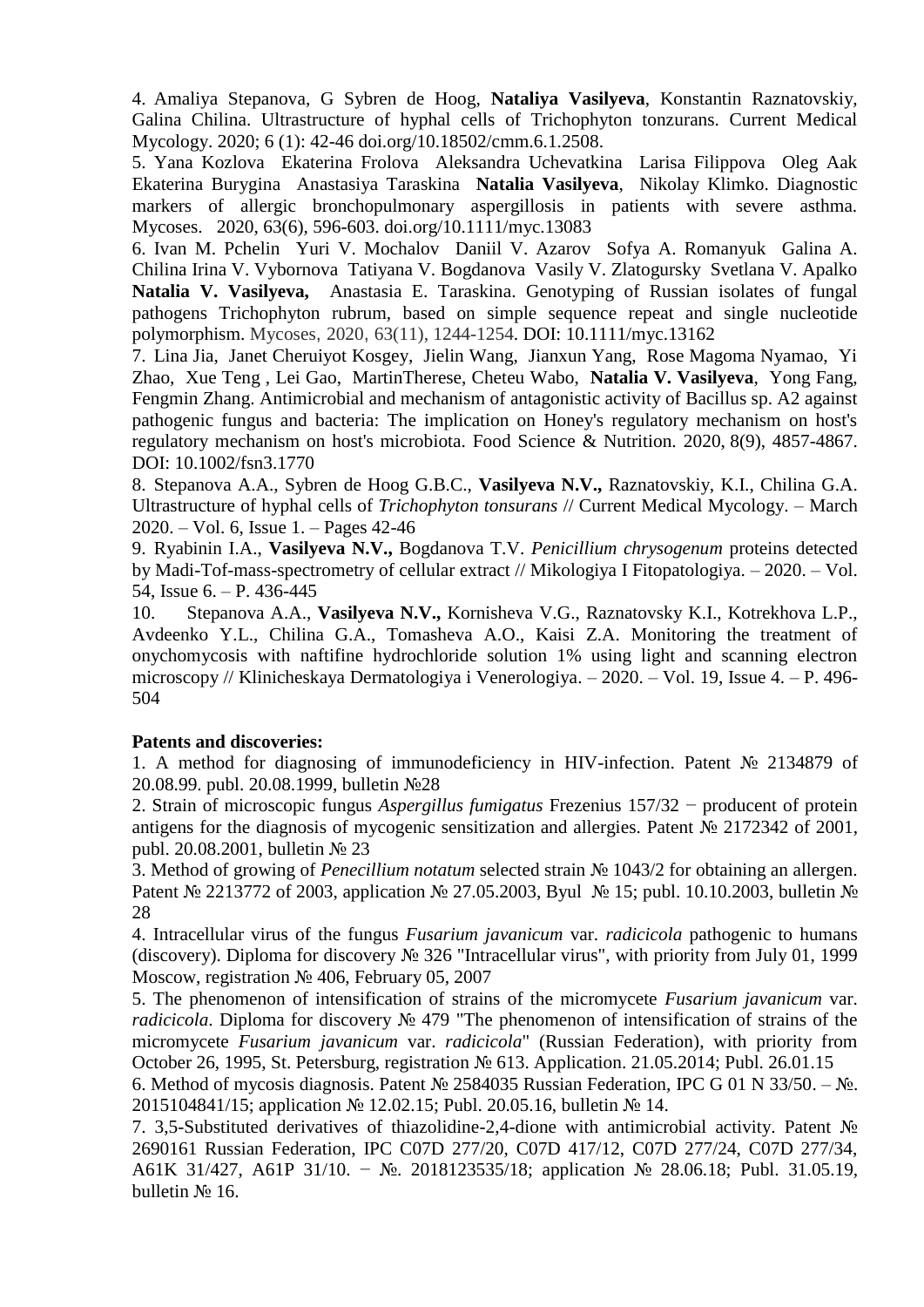4. Amaliya Stepanova, G Sybren de Hoog, **Nataliya Vasilyeva**, Konstantin Raznatovskiy, Galina Chilina. Ultrastructure of hyphal cells of Trichophyton tonzurans. Current Medical Mycology. 2020; 6 (1): 42-46 doi.org/10.18502/cmm.6.1.2508.

5. Yana Kozlova Ekaterina Frolova Aleksandra Uchevatkina Larisa Filippova Oleg Aak Ekaterina Burygina Anastasiya Taraskina **Natalia Vasilyeva**, Nikolay Klimko. Diagnostic markers of allergic bronchopulmonary aspergillosis in patients with severe asthma. Mycoses. 2020, 63(6), 596-603. doi.org/10.1111/myc.13083

6. Ivan M. Pchelin Yuri V. Mochalov Daniil V. Azarov Sofya A. Romanyuk Galina A. Chilina Irina V. Vybornova Tatiyana V. Bogdanova Vasily V. Zlatogursky Svetlana V. Apalko **Natalia V. Vasilyeva,** Anastasia E. Taraskina. Genotyping of Russian isolates of fungal pathogens Trichophyton rubrum, based on simple sequence repeat and single nucleotide polymorphism. Mycoses, 2020, 63(11), 1244-1254. DOI: 10.1111/myc.13162

7. Lina Jia, Janet Cheruiyot Kosgey, Jielin Wang, Jianxun Yang, Rose Magoma Nyamao, Yi Zhao, Xue Teng , Lei Gao, MartinTherese, Cheteu Wabo, **Natalia V. Vasilyeva**, Yong Fang, Fengmin Zhang. Antimicrobial and mechanism of antagonistic activity of Bacillus sp. A2 against pathogenic fungus and bacteria: The implication on Honey's regulatory mechanism on host's regulatory mechanism on host's microbiota. Food Science & Nutrition. 2020, 8(9), 4857-4867. DOI: 10.1002/fsn3.1770

8. Stepanova A.A., Sybren de Hoog G.B.C., **Vasilyeva N.V.,** Raznatovskiy, K.I., Chilina G.A. Ultrastructure of hyphal cells of *Trichophyton tonsurans* // Current Medical Mycology. – March 2020. – Vol. 6, Issue 1. – Pages 42-46

9. Ryabinin I.A., **Vasilyeva N.V.,** Bogdanova T.V. *Penicillium chrysogenum* proteins detected by Madi-Tof-mass-spectrometry of cellular extract // Mikologiya I Fitopatologiya. – 2020. – Vol. 54, Issue 6. – P. 436-445

10. Stepanova A.A., **Vasilyeva N.V.,** Kornisheva V.G., Raznatovsky K.I., Kotrekhova L.P., Avdeenko Y.L., Chilina G.A., Tomasheva A.O., Kaisi Z.A. Monitoring the treatment of onychomycosis with naftifine hydrochloride solution 1% using light and scanning electron microscopy // Klinicheskaya Dermatologiya i Venerologiya. – 2020. – Vol. 19, Issue 4. – P. 496-504

**Patents and discoveries:**

1. A method for diagnosing of immunodeficiency in HIV-infection. Patent № 2134879 of 20.08.99. publ. 20.08.1999, bulletin №28

2. Strain of microscopic fungus *Aspergillus fumigatus* Frezenius 157/32 − producent of protein antigens for the diagnosis of mycogenic sensitization and allergies. Patent № 2172342 of 2001, publ. 20.08.2001, bulletin № 23

3. Method of growing of *Penecillium notatum* selected strain № 1043/2 for obtaining an allergen. Patent № 2213772 of 2003, application № 27.05.2003, Byul № 15; publ. 10.10.2003, bulletin № 28

4. Intracellular virus of the fungus *Fusarium javanicum* var. *radicicola* pathogenic to humans (discovery). Diploma for discovery № 326 "Intracellular virus", with priority from July 01, 1999 Moscow, registration № 406, February 05, 2007

5. The phenomenon of intensification of strains of the micromycete *Fusarium javanicum* var. *radicicola*. Diploma for discovery № 479 "The phenomenon of intensification of strains of the micromycete *Fusarium javanicum* var. *radicicola*" (Russian Federation), with priority from October 26, 1995, St. Petersburg, registration № 613. Application. 21.05.2014; Publ. 26.01.15

6. Method of mycosis diagnosis. Patent № 2584035 Russian Federation, IPC G 01 N 33/50. – №. 2015104841/15; application № 12.02.15; Publ. 20.05.16, bulletin № 14.

7. 3,5-Substituted derivatives of thiazolidine-2,4-dione with antimicrobial activity. Patent № 2690161 Russian Federation, IPC C07D 277/20, C07D 417/12, C07D 277/24, C07D 277/34, A61K 31/427, A61P 31/10. − №. 2018123535/18; application № 28.06.18; Publ. 31.05.19, bulletin № 16.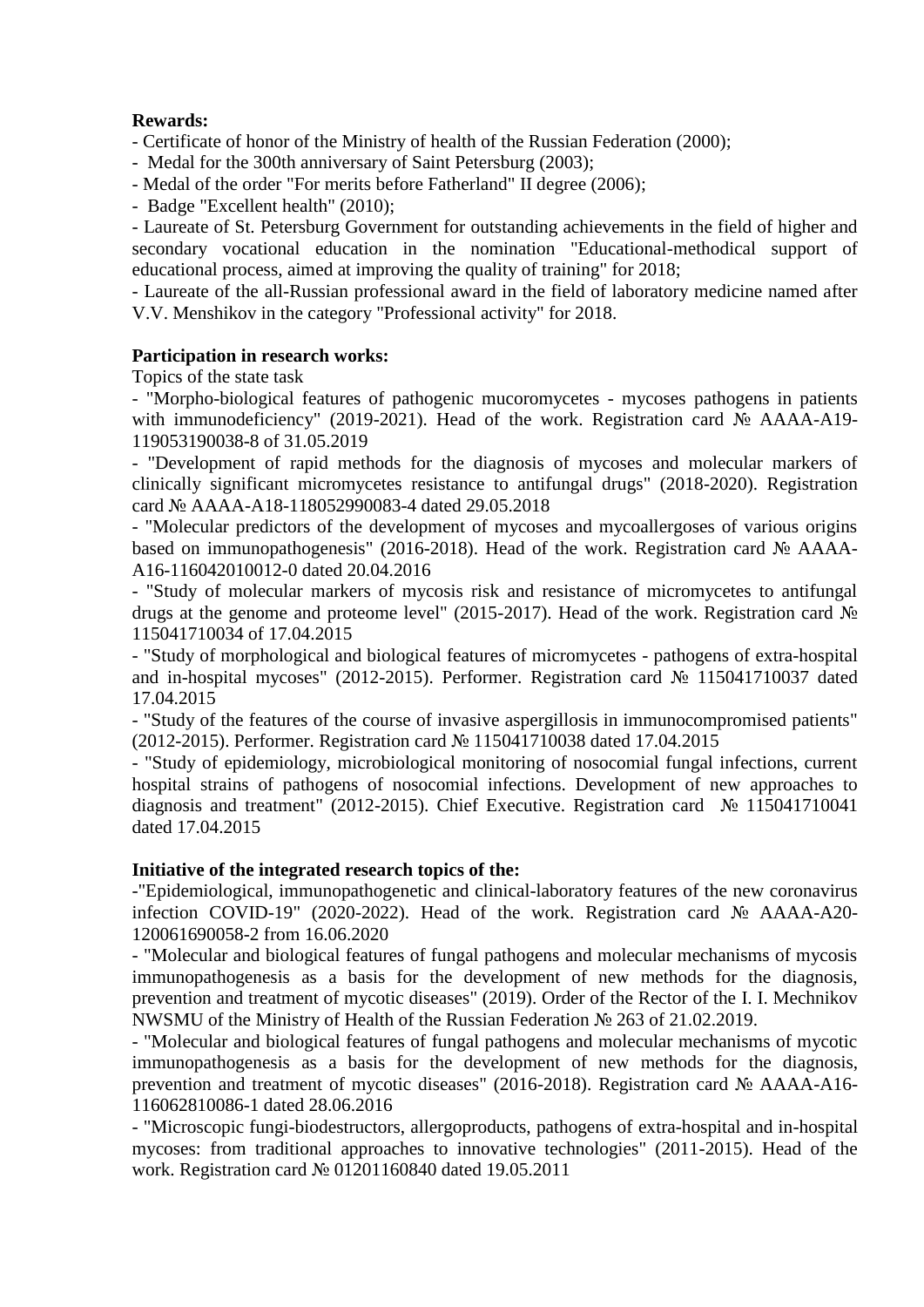**Rewards:**

- Certificate of honor of the Ministry of health of the Russian Federation (2000);
- Medal for the 300th anniversary of Saint Petersburg (2003);
- Medal of the order "For merits before Fatherland" II degree (2006);
- Badge "Excellent health" (2010);
- Laureate of St. Petersburg Government for outstanding achievements in the field of higher and secondary vocational education in the nomination "Educational-methodical support of educational process, aimed at improving the quality of training" for 2018;
- Laureate of the all-Russian professional award in the field of laboratory medicine named after V.V. Menshikov in the category "Professional activity" for 2018.

**Participation in research works:**

Topics of the state task

- "Morpho-biological features of pathogenic mucoromycetes - mycoses pathogens in patients with immunodeficiency" (2019-2021). Head of the work. Registration card № AAAA-A19-119053190038-8 of 31.05.2019
- "Development of rapid methods for the diagnosis of mycoses and molecular markers of clinically significant micromycetes resistance to antifungal drugs" (2018-2020). Registration card № AAAA-A18-118052990083-4 dated 29.05.2018
- "Molecular predictors of the development of mycoses and mycoallergoses of various origins based on immunopathogenesis" (2016-2018). Head of the work. Registration card № AAAA-A16-116042010012-0 dated 20.04.2016
- "Study of molecular markers of mycosis risk and resistance of micromycetes to antifungal drugs at the genome and proteome level" (2015-2017). Head of the work. Registration card № 115041710034 of 17.04.2015
- "Study of morphological and biological features of micromycetes - pathogens of extra-hospital and in-hospital mycoses" (2012-2015). Performer. Registration card № 115041710037 dated 17.04.2015
- "Study of the features of the course of invasive aspergillosis in immunocompromised patients" (2012-2015). Performer. Registration card № 115041710038 dated 17.04.2015
- "Study of epidemiology, microbiological monitoring of nosocomial fungal infections, current hospital strains of pathogens of nosocomial infections. Development of new approaches to diagnosis and treatment" (2012-2015). Chief Executive. Registration card № 115041710041 dated 17.04.2015

**Initiative of the integrated research topics of the:**

-"Epidemiological, immunopathogenetic and clinical-laboratory features of the new coronavirus infection COVID-19" (2020-2022). Head of the work. Registration card № AAAA-A20-120061690058-2 from 16.06.2020
- "Molecular and biological features of fungal pathogens and molecular mechanisms of mycosis immunopathogenesis as a basis for the development of new methods for the diagnosis, prevention and treatment of mycotic diseases" (2019). Order of the Rector of the I. I. Mechnikov NWSMU of the Ministry of Health of the Russian Federation № 263 of 21.02.2019.
- "Molecular and biological features of fungal pathogens and molecular mechanisms of mycotic immunopathogenesis as a basis for the development of new methods for the diagnosis, prevention and treatment of mycotic diseases" (2016-2018). Registration card № AAAA-A16-116062810086-1 dated 28.06.2016
- "Microscopic fungi-biodestructors, allergoproducts, pathogens of extra-hospital and in-hospital mycoses: from traditional approaches to innovative technologies" (2011-2015). Head of the work. Registration card № 01201160840 dated 19.05.2011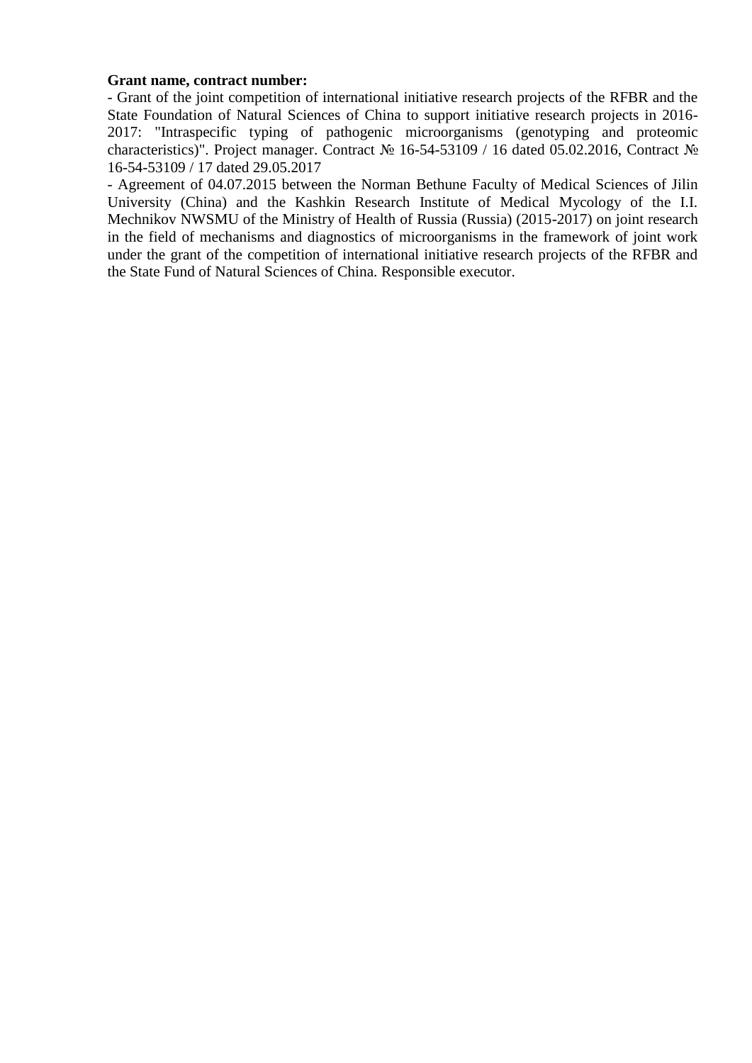**Grant name, contract number:**

- Grant of the joint competition of international initiative research projects of the RFBR and the State Foundation of Natural Sciences of China to support initiative research projects in 2016-2017: "Intraspecific typing of pathogenic microorganisms (genotyping and proteomic characteristics)". Project manager. Contract № 16-54-53109 / 16 dated 05.02.2016, Contract № 16-54-53109 / 17 dated 29.05.2017
- Agreement of 04.07.2015 between the Norman Bethune Faculty of Medical Sciences of Jilin University (China) and the Kashkin Research Institute of Medical Mycology of the I.I. Mechnikov NWSMU of the Ministry of Health of Russia (Russia) (2015-2017) on joint research in the field of mechanisms and diagnostics of microorganisms in the framework of joint work under the grant of the competition of international initiative research projects of the RFBR and the State Fund of Natural Sciences of China. Responsible executor.